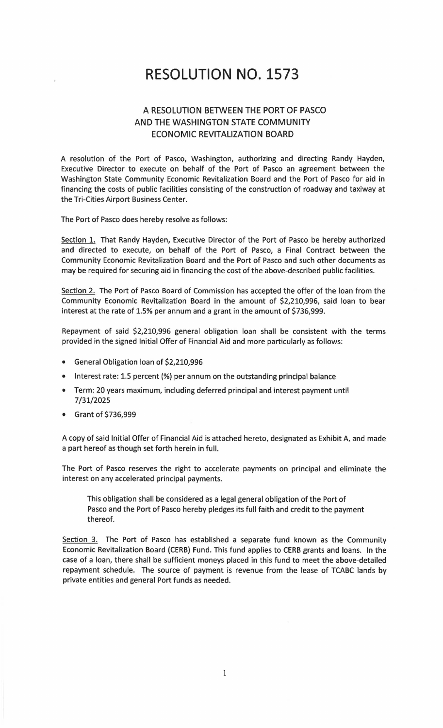# RESOLUTION NO. 1573

## A RESOLUTION BETWEEN THE PORT OF PASCO AND THE WASHINGTON STATE COMMUNITY ECONOMIC REVITALIZATION BOARD

A resolution of the Port of Pasco, Washington, authorizing and directing Randy Hayden, Executive Director to execute on behalf of the Port of Pasco an agreement between the Washington State Community Economic Revitalization Board and the Port of Pasco for aid in financing the costs of public facilities consisting of the construction of roadway and taxiway at the Tri-Cities Airport Business Center.

The Port of Pasco does hereby resolve as follows:

Section 1. That Randy Hayden, Executive Director of the Port of Pasco be hereby authorized and directed to execute, on behalf of the Port of Pasco, a Final Contract between the Community Economic Revitalization Board and the Port of Pasco and such other documents as may be required for securing aid in financing the cost of the above-described public facilities.

Section 2. The Port of Pasco Board of Commission has accepted the offer of the loan from the Community Economic Revitalization Board in the amount of $2,210,996, said loan to bear interest at the rate of 1.5% per annum and a grant in the amount of $736,999.

Repayment of said $2,210,996 general obligation loan shall be consistent with the terms provided in the signed Initial Offer of Financial Aid and more particularly as follows:

- General Obligation loan of $2,210,996
- Interest rate: 1.5 percent (%) per annum on the outstanding principal balance
- Term: 20 years maximum, including deferred principal and interest payment until 7/31/2025
- Grant of $736,999

A copy of said Initial Offer of Financial Aid is attached hereto, designated as Exhibit A, and made a part hereof as though set forth herein in full.

The Port of Pasco reserves the right to accelerate payments on principal and eliminate the interest on any accelerated principal payments.

> This obligation shall be considered as a legal general obligation of the Port of Pasco and the Port of Pasco hereby pledges its full faith and credit to the payment thereof.

Section 3. The Port of Pasco has established a separate fund known as the Community Economic Revitalization Board (CERB) Fund. This fund applies to CERB grants and loans. In the case of a loan, there shall be sufficient moneys placed in this fund to meet the above-detailed repayment schedule. The source of payment is revenue from the lease of TCABC lands by private entities and general Port funds as needed.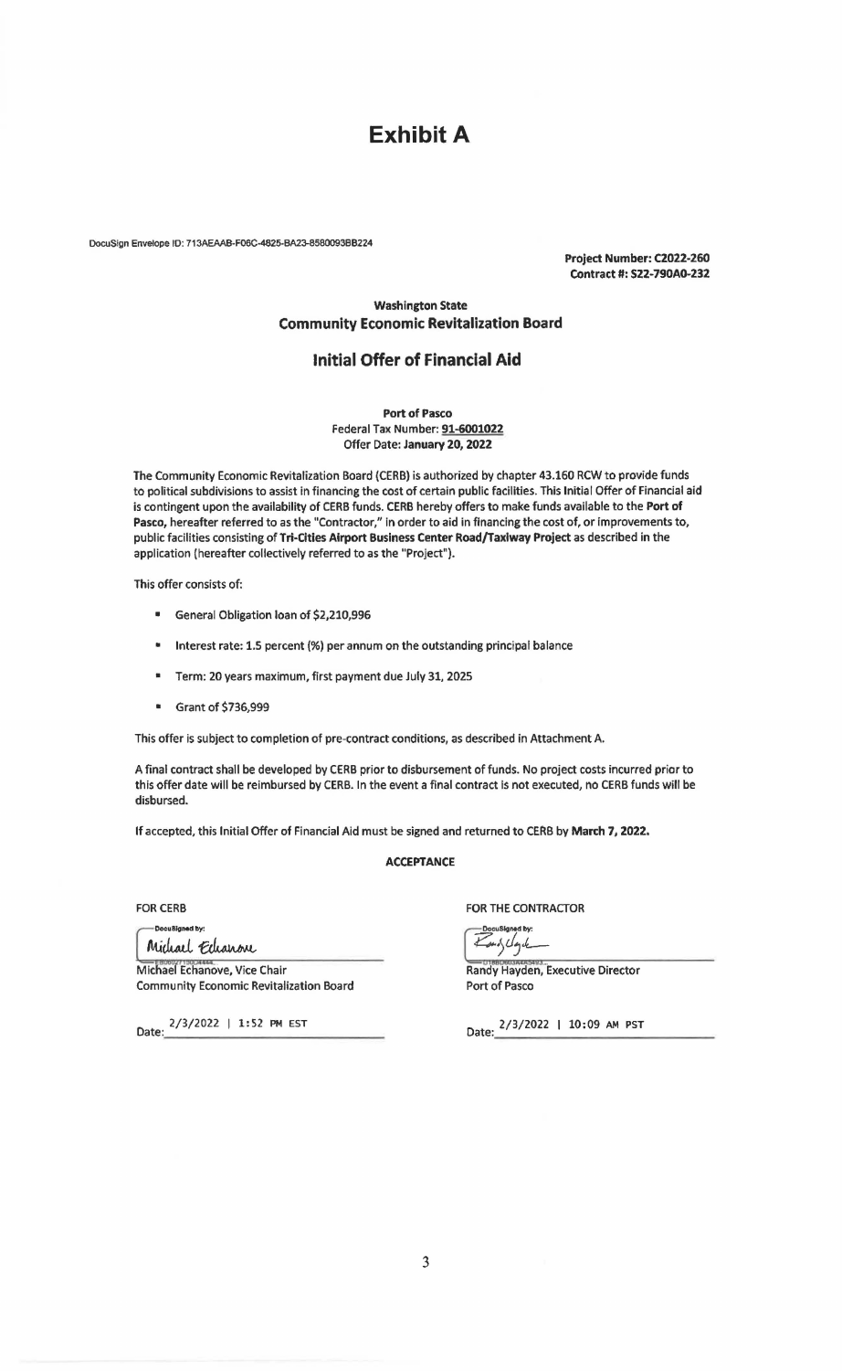# Exhibit A

DocuSign Envelope ID: 713AEAAB-F06C-4825-BA23-8580093BB224

**Project Number: C2022-260**
**Contract #: S22-790A0-232**

**Washington State**
## Community Economic Revitalization Board

## Initial Offer of Financial Aid

**Port of Pasco**
Federal Tax Number: **91-6001022**
Offer Date: **January 20, 2022**

The Community Economic Revitalization Board (CERB) is authorized by chapter 43.160 RCW to provide funds to political subdivisions to assist in financing the cost of certain public facilities. This Initial Offer of Financial aid is contingent upon the availability of CERB funds. CERB hereby offers to make funds available to the **Port of Pasco,** hereafter referred to as the "Contractor," in order to aid in financing the cost of, or improvements to, public facilities consisting of **Tri-Cities Airport Business Center Road/Taxiway Project** as described in the application (hereafter collectively referred to as the "Project").

This offer consists of:

- General Obligation loan of $2,210,996
- Interest rate: 1.5 percent (%) per annum on the outstanding principal balance
- Term: 20 years maximum, first payment due July 31, 2025
- Grant of $736,999

This offer is subject to completion of pre-contract conditions, as described in Attachment A.

A final contract shall be developed by CERB prior to disbursement of funds. No project costs incurred prior to this offer date will be reimbursed by CERB. In the event a final contract is not executed, no CERB funds will be disbursed.

If accepted, this Initial Offer of Financial Aid must be signed and returned to CERB by **March 7, 2022.**

**ACCEPTANCE**

FOR CERB

DocuSigned by:
Michael Echanove
Michael Echanove, Vice Chair
Community Economic Revitalization Board

Date: 2/3/2022 | 1:52 PM EST

FOR THE CONTRACTOR

DocuSigned by:
Randy Hayden
Randy Hayden, Executive Director
Port of Pasco

Date: 2/3/2022 | 10:09 AM PST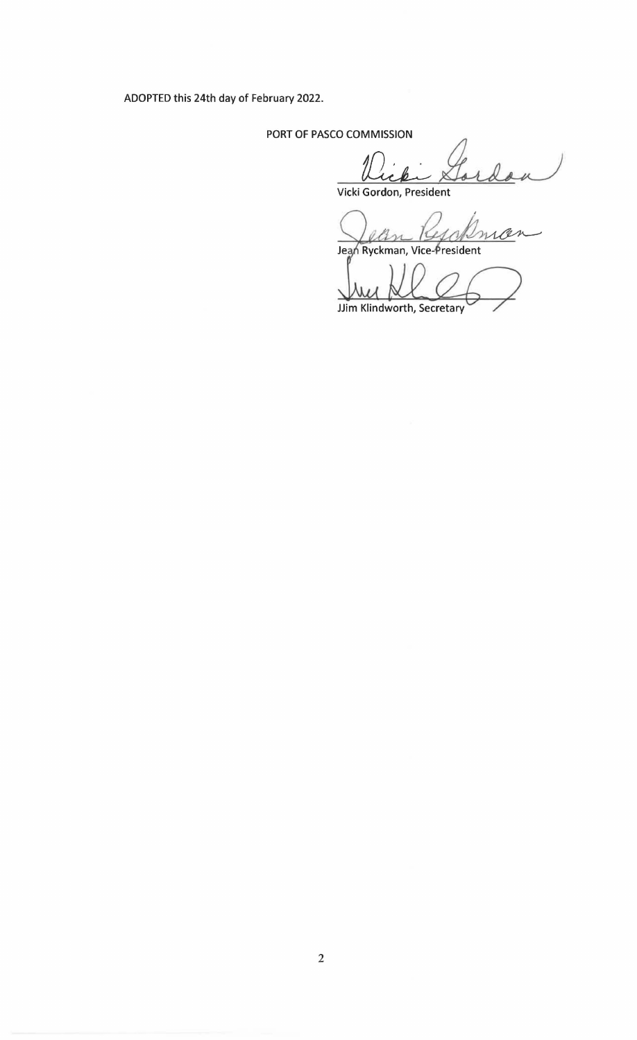ADOPTED this 24th day of February 2022.

PORT OF PASCO COMMISSION

Vicki Gordon, President

Jean Ryckman, Vice-President

JJim Klindworth, Secretary